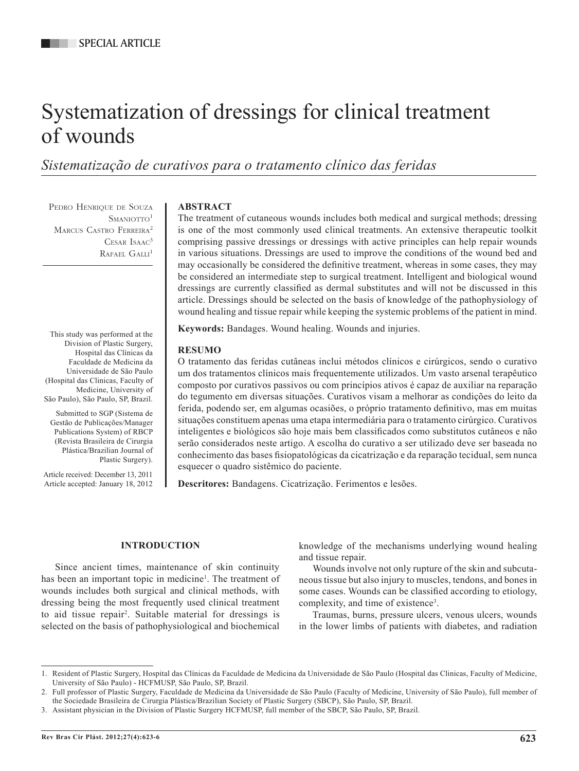SPECIAL ARTICLE

# Systematization of dressings for clinical treatment of wounds

*Sistematização de curativos para o tratamento clínico das feridas*

Pedro Henrique de Souza Smaniotto[1]
Marcus Castro Ferreira[2]
Cesar Isaac[3]
Rafael Galli[1]

This study was performed at the Division of Plastic Surgery, Hospital das Clínicas da Faculdade de Medicina da Universidade de São Paulo (Hospital das Clinicas, Faculty of Medicine, University of São Paulo), São Paulo, SP, Brazil.

Submitted to SGP (Sistema de Gestão de Publicações/Manager Publications System) of RBCP (Revista Brasileira de Cirurgia Plástica/Brazilian Journal of Plastic Surgery).

Article received: December 13, 2011
Article accepted: January 18, 2012

**ABSTRACT**

The treatment of cutaneous wounds includes both medical and surgical methods; dressing is one of the most commonly used clinical treatments. An extensive therapeutic toolkit comprising passive dressings or dressings with active principles can help repair wounds in various situations. Dressings are used to improve the conditions of the wound bed and may occasionally be considered the definitive treatment, whereas in some cases, they may be considered an intermediate step to surgical treatment. Intelligent and biological wound dressings are currently classified as dermal substitutes and will not be discussed in this article. Dressings should be selected on the basis of knowledge of the pathophysiology of wound healing and tissue repair while keeping the systemic problems of the patient in mind.

**Keywords:** Bandages. Wound healing. Wounds and injuries.

**RESUMO**

O tratamento das feridas cutâneas inclui métodos clínicos e cirúrgicos, sendo o curativo um dos tratamentos clínicos mais frequentemente utilizados. Um vasto arsenal terapêutico composto por curativos passivos ou com princípios ativos é capaz de auxiliar na reparação do tegumento em diversas situações. Curativos visam a melhorar as condições do leito da ferida, podendo ser, em algumas ocasiões, o próprio tratamento definitivo, mas em muitas situações constituem apenas uma etapa intermediária para o tratamento cirúrgico. Curativos inteligentes e biológicos são hoje mais bem classificados como substitutos cutâneos e não serão considerados neste artigo. A escolha do curativo a ser utilizado deve ser baseada no conhecimento das bases fisiopatológicas da cicatrização e da reparação tecidual, sem nunca esquecer o quadro sistêmico do paciente.

**Descritores:** Bandagens. Cicatrização. Ferimentos e lesões.

## INTRODUCTION

Since ancient times, maintenance of skin continuity has been an important topic in medicine[1]. The treatment of wounds includes both surgical and clinical methods, with dressing being the most frequently used clinical treatment to aid tissue repair[2]. Suitable material for dressings is selected on the basis of pathophysiological and biochemical knowledge of the mechanisms underlying wound healing and tissue repair.

Wounds involve not only rupture of the skin and subcutaneous tissue but also injury to muscles, tendons, and bones in some cases. Wounds can be classified according to etiology, complexity, and time of existence[3].

Traumas, burns, pressure ulcers, venous ulcers, wounds in the lower limbs of patients with diabetes, and radiation

1. Resident of Plastic Surgery, Hospital das Clínicas da Faculdade de Medicina da Universidade de São Paulo (Hospital das Clinicas, Faculty of Medicine, University of São Paulo) - HCFMUSP, São Paulo, SP, Brazil.
2. Full professor of Plastic Surgery, Faculdade de Medicina da Universidade de São Paulo (Faculty of Medicine, University of São Paulo), full member of the Sociedade Brasileira de Cirurgia Plástica/Brazilian Society of Plastic Surgery (SBCP), São Paulo, SP, Brazil.
3. Assistant physician in the Division of Plastic Surgery HCFMUSP, full member of the SBCP, São Paulo, SP, Brazil.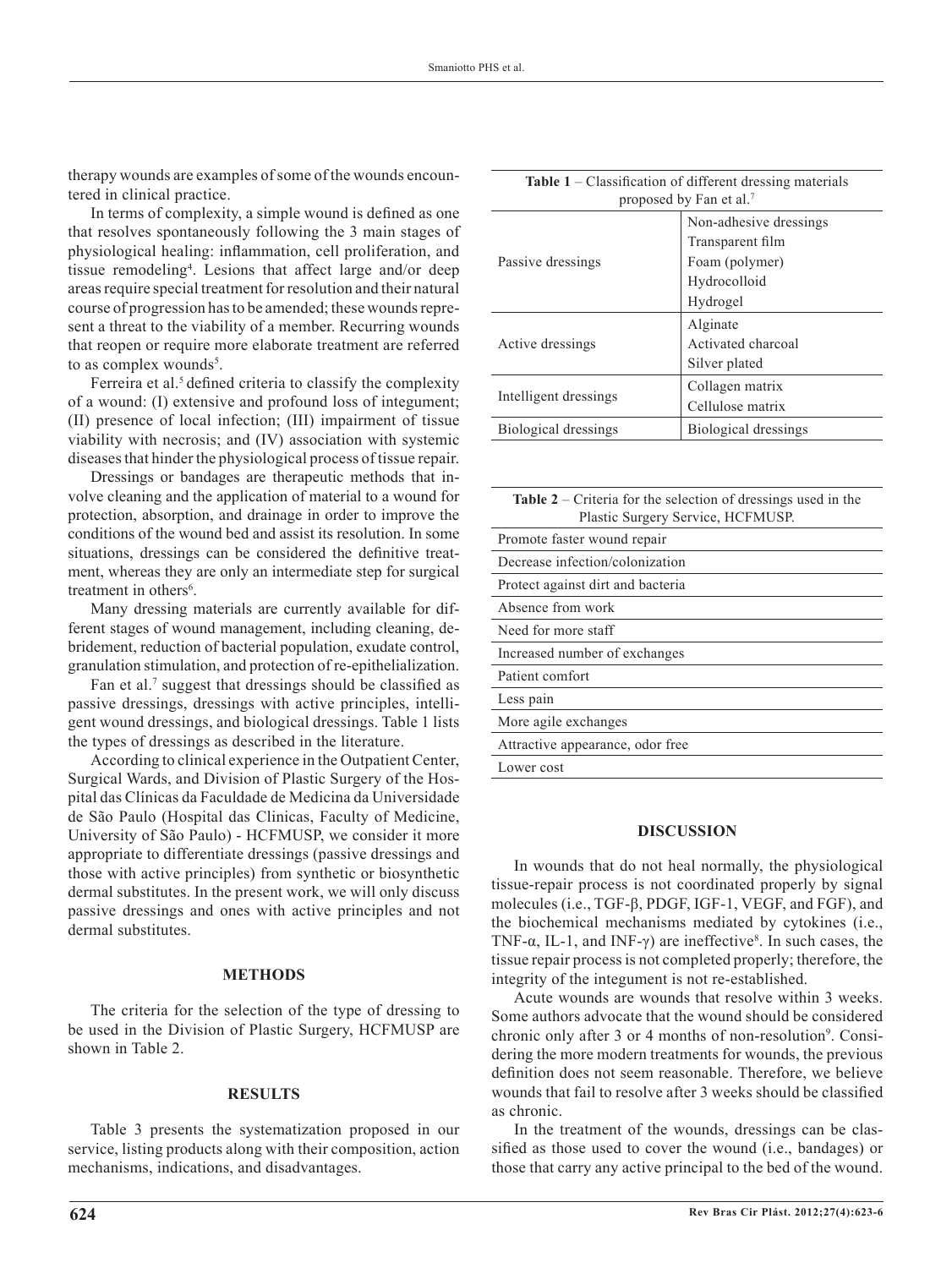therapy wounds are examples of some of the wounds encountered in clinical practice.

In terms of complexity, a simple wound is defined as one that resolves spontaneously following the 3 main stages of physiological healing: inflammation, cell proliferation, and tissue remodeling[4]. Lesions that affect large and/or deep areas require special treatment for resolution and their natural course of progression has to be amended; these wounds represent a threat to the viability of a member. Recurring wounds that reopen or require more elaborate treatment are referred to as complex wounds[5].

Ferreira et al.[5] defined criteria to classify the complexity of a wound: (I) extensive and profound loss of integument; (II) presence of local infection; (III) impairment of tissue viability with necrosis; and (IV) association with systemic diseases that hinder the physiological process of tissue repair.

Dressings or bandages are therapeutic methods that involve cleaning and the application of material to a wound for protection, absorption, and drainage in order to improve the conditions of the wound bed and assist its resolution. In some situations, dressings can be considered the definitive treatment, whereas they are only an intermediate step for surgical treatment in others[6].

Many dressing materials are currently available for different stages of wound management, including cleaning, debridement, reduction of bacterial population, exudate control, granulation stimulation, and protection of re-epithelialization.

Fan et al.[7] suggest that dressings should be classified as passive dressings, dressings with active principles, intelligent wound dressings, and biological dressings. Table 1 lists the types of dressings as described in the literature.

According to clinical experience in the Outpatient Center, Surgical Wards, and Division of Plastic Surgery of the Hospital das Clínicas da Faculdade de Medicina da Universidade de São Paulo (Hospital das Clinicas, Faculty of Medicine, University of São Paulo) - HCFMUSP, we consider it more appropriate to differentiate dressings (passive dressings and those with active principles) from synthetic or biosynthetic dermal substitutes. In the present work, we will only discuss passive dressings and ones with active principles and not dermal substitutes.

## METHODS

The criteria for the selection of the type of dressing to be used in the Division of Plastic Surgery, HCFMUSP are shown in Table 2.

## RESULTS

Table 3 presents the systematization proposed in our service, listing products along with their composition, action mechanisms, indications, and disadvantages.

**Table 1** – Classification of different dressing materials proposed by Fan et al.[7]

| | |
|---|---|
| Passive dressings | Non-adhesive dressings<br>Transparent film<br>Foam (polymer)<br>Hydrocolloid<br>Hydrogel |
| Active dressings | Alginate<br>Activated charcoal<br>Silver plated |
| Intelligent dressings | Collagen matrix<br>Cellulose matrix |
| Biological dressings | Biological dressings |

**Table 2** – Criteria for the selection of dressings used in the Plastic Surgery Service, HCFMUSP.

| |
|---|
| Promote faster wound repair |
| Decrease infection/colonization |
| Protect against dirt and bacteria |
| Absence from work |
| Need for more staff |
| Increased number of exchanges |
| Patient comfort |
| Less pain |
| More agile exchanges |
| Attractive appearance, odor free |
| Lower cost |

## DISCUSSION

In wounds that do not heal normally, the physiological tissue-repair process is not coordinated properly by signal molecules (i.e., TGF-β, PDGF, IGF-1, VEGF, and FGF), and the biochemical mechanisms mediated by cytokines (i.e., TNF-α, IL-1, and INF-γ) are ineffective[8]. In such cases, the tissue repair process is not completed properly; therefore, the integrity of the integument is not re-established.

Acute wounds are wounds that resolve within 3 weeks. Some authors advocate that the wound should be considered chronic only after 3 or 4 months of non-resolution[9]. Considering the more modern treatments for wounds, the previous definition does not seem reasonable. Therefore, we believe wounds that fail to resolve after 3 weeks should be classified as chronic.

In the treatment of the wounds, dressings can be classified as those used to cover the wound (i.e., bandages) or those that carry any active principal to the bed of the wound.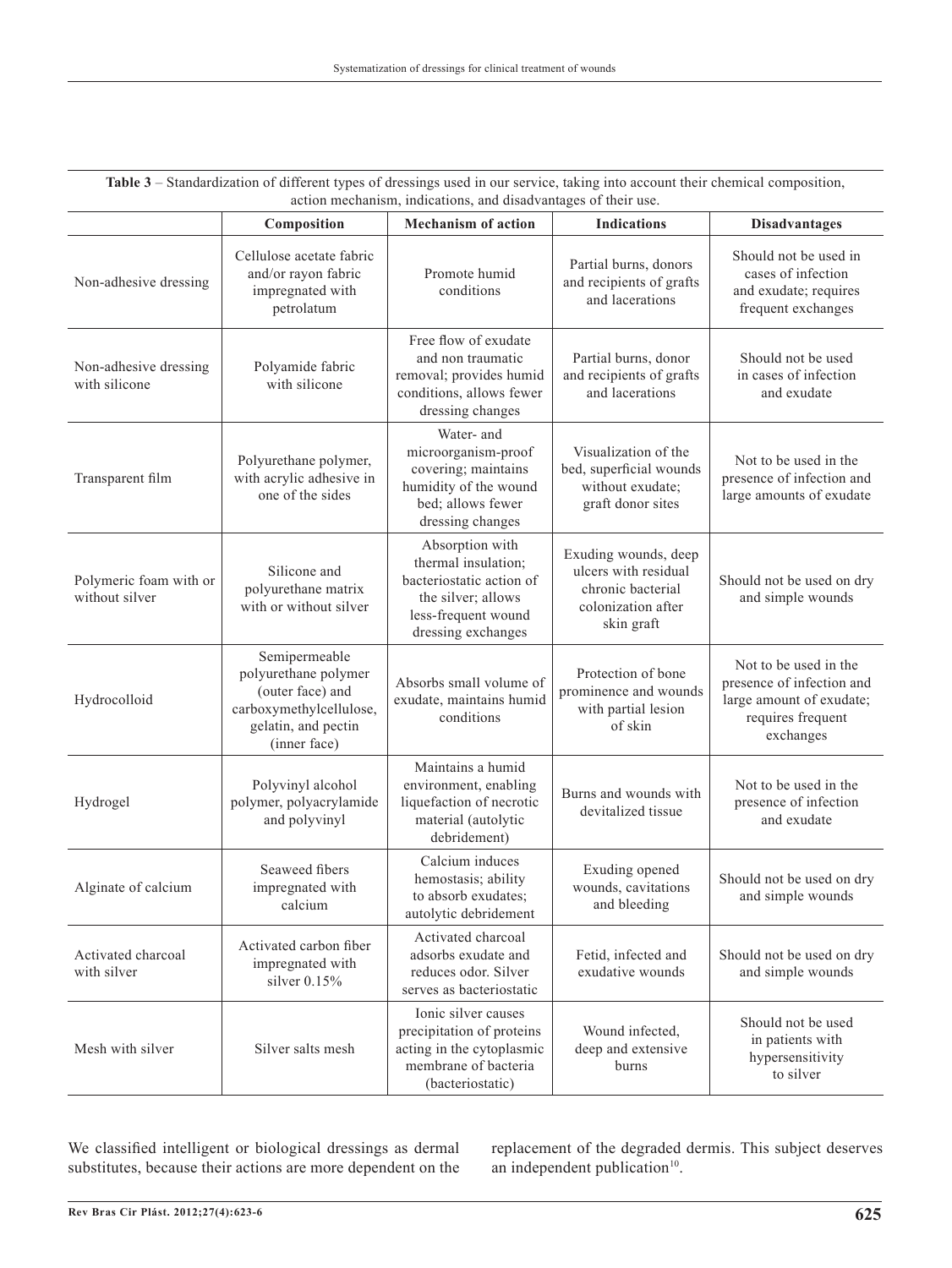**Table 3** – Standardization of different types of dressings used in our service, taking into account their chemical composition, action mechanism, indications, and disadvantages of their use.

| | Composition | Mechanism of action | Indications | Disadvantages |
|---|---|---|---|---|
| Non-adhesive dressing | Cellulose acetate fabric and/or rayon fabric impregnated with petrolatum | Promote humid conditions | Partial burns, donors and recipients of grafts and lacerations | Should not be used in cases of infection and exudate; requires frequent exchanges |
| Non-adhesive dressing with silicone | Polyamide fabric with silicone | Free flow of exudate and non traumatic removal; provides humid conditions, allows fewer dressing changes | Partial burns, donor and recipients of grafts and lacerations | Should not be used in cases of infection and exudate |
| Transparent film | Polyurethane polymer, with acrylic adhesive in one of the sides | Water- and microorganism-proof covering; maintains humidity of the wound bed; allows fewer dressing changes | Visualization of the bed, superficial wounds without exudate; graft donor sites | Not to be used in the presence of infection and large amounts of exudate |
| Polymeric foam with or without silver | Silicone and polyurethane matrix with or without silver | Absorption with thermal insulation; bacteriostatic action of the silver; allows less-frequent wound dressing exchanges | Exuding wounds, deep ulcers with residual chronic bacterial colonization after skin graft | Should not be used on dry and simple wounds |
| Hydrocolloid | Semipermeable polyurethane polymer (outer face) and carboxymethylcellulose, gelatin, and pectin (inner face) | Absorbs small volume of exudate, maintains humid conditions | Protection of bone prominence and wounds with partial lesion of skin | Not to be used in the presence of infection and large amount of exudate; requires frequent exchanges |
| Hydrogel | Polyvinyl alcohol polymer, polyacrylamide and polyvinyl | Maintains a humid environment, enabling liquefaction of necrotic material (autolytic debridement) | Burns and wounds with devitalized tissue | Not to be used in the presence of infection and exudate |
| Alginate of calcium | Seaweed fibers impregnated with calcium | Calcium induces hemostasis; ability to absorb exudates; autolytic debridement | Exuding opened wounds, cavitations and bleeding | Should not be used on dry and simple wounds |
| Activated charcoal with silver | Activated carbon fiber impregnated with silver 0.15% | Activated charcoal adsorbs exudate and reduces odor. Silver serves as bacteriostatic | Fetid, infected and exudative wounds | Should not be used on dry and simple wounds |
| Mesh with silver | Silver salts mesh | Ionic silver causes precipitation of proteins acting in the cytoplasmic membrane of bacteria (bacteriostatic) | Wound infected, deep and extensive burns | Should not be used in patients with hypersensitivity to silver |

We classified intelligent or biological dressings as dermal substitutes, because their actions are more dependent on the replacement of the degraded dermis. This subject deserves an independent publication[10].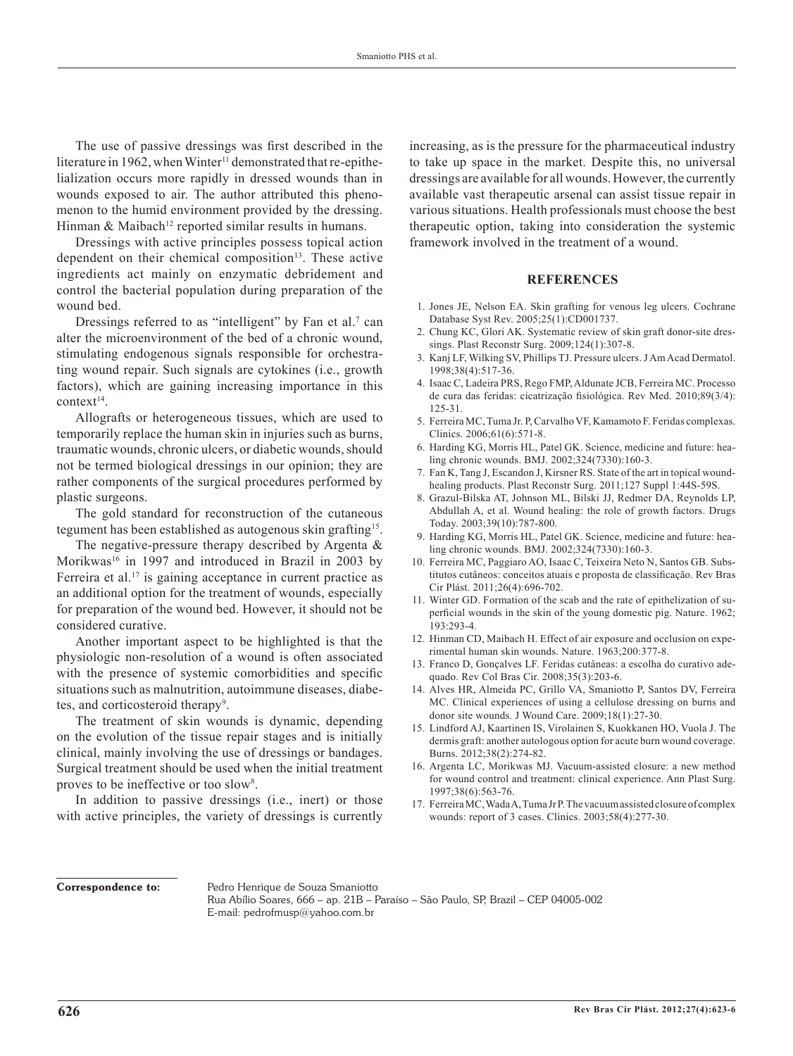The use of passive dressings was first described in the literature in 1962, when Winter[11] demonstrated that re-epithelialization occurs more rapidly in dressed wounds than in wounds exposed to air. The author attributed this phenomenon to the humid environment provided by the dressing. Hinman & Maibach[12] reported similar results in humans.

Dressings with active principles possess topical action dependent on their chemical composition[13]. These active ingredients act mainly on enzymatic debridement and control the bacterial population during preparation of the wound bed.

Dressings referred to as "intelligent" by Fan et al.[7] can alter the microenvironment of the bed of a chronic wound, stimulating endogenous signals responsible for orchestrating wound repair. Such signals are cytokines (i.e., growth factors), which are gaining increasing importance in this context[14].

Allografts or heterogeneous tissues, which are used to temporarily replace the human skin in injuries such as burns, traumatic wounds, chronic ulcers, or diabetic wounds, should not be termed biological dressings in our opinion; they are rather components of the surgical procedures performed by plastic surgeons.

The gold standard for reconstruction of the cutaneous tegument has been established as autogenous skin grafting[15].

The negative-pressure therapy described by Argenta & Morikwas[16] in 1997 and introduced in Brazil in 2003 by Ferreira et al.[17] is gaining acceptance in current practice as an additional option for the treatment of wounds, especially for preparation of the wound bed. However, it should not be considered curative.

Another important aspect to be highlighted is that the physiologic non-resolution of a wound is often associated with the presence of systemic comorbidities and specific situations such as malnutrition, autoimmune diseases, diabetes, and corticosteroid therapy[9].

The treatment of skin wounds is dynamic, depending on the evolution of the tissue repair stages and is initially clinical, mainly involving the use of dressings or bandages. Surgical treatment should be used when the initial treatment proves to be ineffective or too slow[8].

In addition to passive dressings (i.e., inert) or those with active principles, the variety of dressings is currently increasing, as is the pressure for the pharmaceutical industry to take up space in the market. Despite this, no universal dressings are available for all wounds. However, the currently available vast therapeutic arsenal can assist tissue repair in various situations. Health professionals must choose the best therapeutic option, taking into consideration the systemic framework involved in the treatment of a wound.

## REFERENCES

1. Jones JE, Nelson EA. Skin grafting for venous leg ulcers. Cochrane Database Syst Rev. 2005;25(1):CD001737.
2. Chung KC, Glori AK. Systematic review of skin graft donor-site dressings. Plast Reconstr Surg. 2009;124(1):307-8.
3. Kanj LF, Wilking SV, Phillips TJ. Pressure ulcers. J Am Acad Dermatol. 1998;38(4):517-36.
4. Isaac C, Ladeira PRS, Rego FMP, Aldunate JCB, Ferreira MC. Processo de cura das feridas: cicatrização fisiológica. Rev Med. 2010;89(3/4): 125-31.
5. Ferreira MC, Tuma Jr. P, Carvalho VF, Kamamoto F. Feridas complexas. Clinics. 2006;61(6):571-8.
6. Harding KG, Morris HL, Patel GK. Science, medicine and future: healing chronic wounds. BMJ. 2002;324(7330):160-3.
7. Fan K, Tang J, Escandon J, Kirsner RS. State of the art in topical wound-healing products. Plast Reconstr Surg. 2011;127 Suppl 1:44S-59S.
8. Grazul-Bilska AT, Johnson ML, Bilski JJ, Redmer DA, Reynolds LP, Abdullah A, et al. Wound healing: the role of growth factors. Drugs Today. 2003;39(10):787-800.
9. Harding KG, Morris HL, Patel GK. Science, medicine and future: healing chronic wounds. BMJ. 2002;324(7330):160-3.
10. Ferreira MC, Paggiaro AO, Isaac C, Teixeira Neto N, Santos GB. Substitutos cutâneos: conceitos atuais e proposta de classificação. Rev Bras Cir Plást. 2011;26(4):696-702.
11. Winter GD. Formation of the scab and the rate of epithelization of superficial wounds in the skin of the young domestic pig. Nature. 1962; 193:293-4.
12. Hinman CD, Maibach H. Effect of air exposure and occlusion on experimental human skin wounds. Nature. 1963;200:377-8.
13. Franco D, Gonçalves LF. Feridas cutâneas: a escolha do curativo adequado. Rev Col Bras Cir. 2008;35(3):203-6.
14. Alves HR, Almeida PC, Grillo VA, Smaniotto P, Santos DV, Ferreira MC. Clinical experiences of using a cellulose dressing on burns and donor site wounds. J Wound Care. 2009;18(1):27-30.
15. Lindford AJ, Kaartinen IS, Virolainen S, Kuokkanen HO, Vuola J. The dermis graft: another autologous option for acute burn wound coverage. Burns. 2012;38(2):274-82.
16. Argenta LC, Morikwas MJ. Vacuum-assisted closure: a new method for wound control and treatment: clinical experience. Ann Plast Surg. 1997;38(6):563-76.
17. Ferreira MC, Wada A, Tuma Jr P. The vacuum assisted closure of complex wounds: report of 3 cases. Clinics. 2003;58(4):277-30.

**Correspondence to:** Pedro Henrique de Souza Smaniotto
Rua Abílio Soares, 666 – ap. 21B – Paraíso – São Paulo, SP, Brazil – CEP 04005-002
E-mail: pedrofmusp@yahoo.com.br